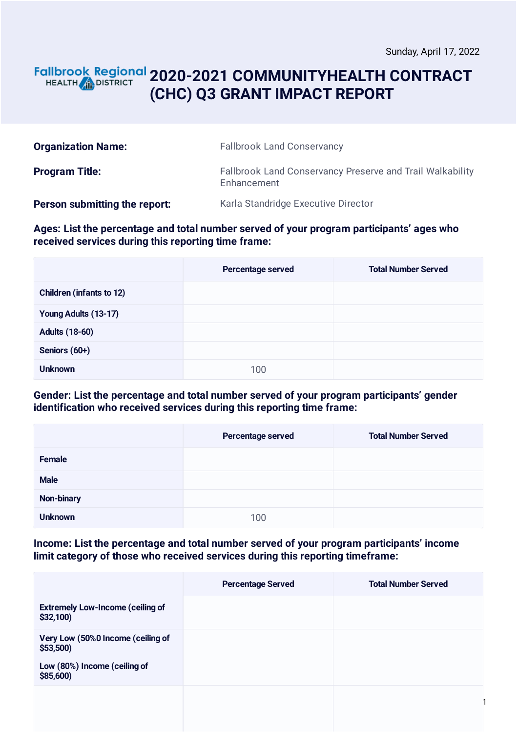Sunday, April 17, 2022

Fallbrook Regional HEALTH DISTRICT

# 2020-2021 COMMUNITYHEALTH CONTRACT (CHC) Q3 GRANT IMPACT REPORT

| | |
|---|---|
| **Organization Name:** | Fallbrook Land Conservancy |
| **Program Title:** | Fallbrook Land Conservancy Preserve and Trail Walkability Enhancement |
| **Person submitting the report:** | Karla Standridge Executive Director |

**Ages: List the percentage and total number served of your program participants' ages who received services during this reporting time frame:**

| | Percentage served | Total Number Served |
|---|---|---|
| Children (infants to 12) | | |
| Young Adults (13-17) | | |
| Adults (18-60) | | |
| Seniors (60+) | | |
| Unknown | 100 | |

**Gender: List the percentage and total number served of your program participants' gender identification who received services during this reporting time frame:**

| | Percentage served | Total Number Served |
|---|---|---|
| Female | | |
| Male | | |
| Non-binary | | |
| Unknown | 100 | |

**Income: List the percentage and total number served of your program participants' income limit category of those who received services during this reporting timeframe:**

| | Percentage Served | Total Number Served |
|---|---|---|
| Extremely Low-Income (ceiling of $32,100) | | |
| Very Low (50%0 Income (ceiling of $53,500) | | |
| Low (80%) Income (ceiling of $85,600) | | |
| | | |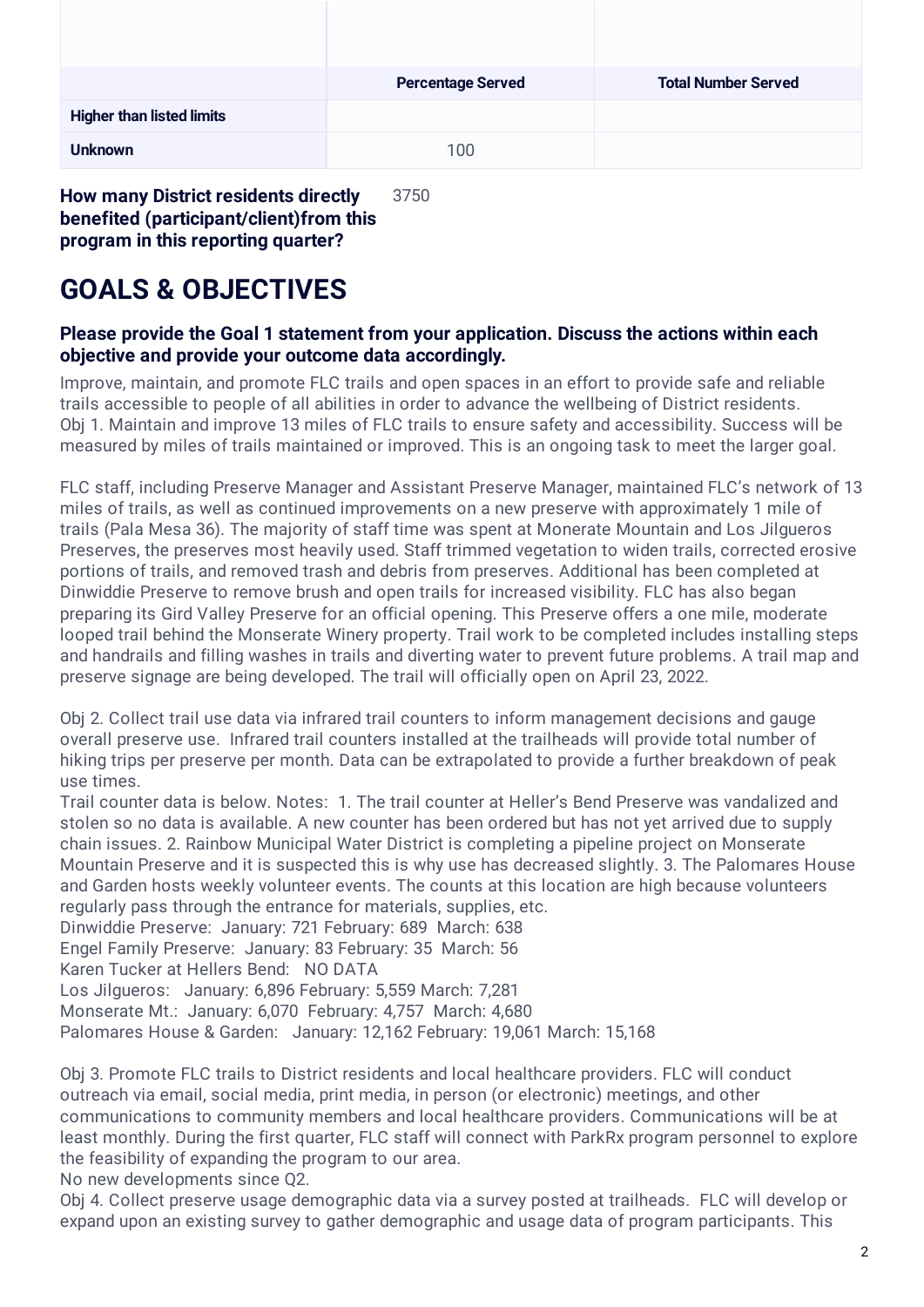| | Percentage Served | Total Number Served |
|---|---|---|
| **Higher than listed limits** | | |
| **Unknown** | 100 | |

**How many District residents directly benefited (participant/client)from this program in this reporting quarter?** 3750

# GOALS & OBJECTIVES

### Please provide the Goal 1 statement from your application. Discuss the actions within each objective and provide your outcome data accordingly.

Improve, maintain, and promote FLC trails and open spaces in an effort to provide safe and reliable trails accessible to people of all abilities in order to advance the wellbeing of District residents.
Obj 1. Maintain and improve 13 miles of FLC trails to ensure safety and accessibility. Success will be measured by miles of trails maintained or improved. This is an ongoing task to meet the larger goal.

FLC staff, including Preserve Manager and Assistant Preserve Manager, maintained FLC's network of 13 miles of trails, as well as continued improvements on a new preserve with approximately 1 mile of trails (Pala Mesa 36). The majority of staff time was spent at Monerate Mountain and Los Jilgueros Preserves, the preserves most heavily used. Staff trimmed vegetation to widen trails, corrected erosive portions of trails, and removed trash and debris from preserves. Additional has been completed at Dinwiddie Preserve to remove brush and open trails for increased visibility. FLC has also began preparing its Gird Valley Preserve for an official opening. This Preserve offers a one mile, moderate looped trail behind the Monserate Winery property. Trail work to be completed includes installing steps and handrails and filling washes in trails and diverting water to prevent future problems. A trail map and preserve signage are being developed. The trail will officially open on April 23, 2022.

Obj 2. Collect trail use data via infrared trail counters to inform management decisions and gauge overall preserve use. Infrared trail counters installed at the trailheads will provide total number of hiking trips per preserve per month. Data can be extrapolated to provide a further breakdown of peak use times.
Trail counter data is below. Notes: 1. The trail counter at Heller's Bend Preserve was vandalized and stolen so no data is available. A new counter has been ordered but has not yet arrived due to supply chain issues. 2. Rainbow Municipal Water District is completing a pipeline project on Monserate Mountain Preserve and it is suspected this is why use has decreased slightly. 3. The Palomares House and Garden hosts weekly volunteer events. The counts at this location are high because volunteers regularly pass through the entrance for materials, supplies, etc.
Dinwiddie Preserve: January: 721 February: 689 March: 638
Engel Family Preserve: January: 83 February: 35 March: 56
Karen Tucker at Hellers Bend: NO DATA
Los Jilgueros: January: 6,896 February: 5,559 March: 7,281
Monserate Mt.: January: 6,070 February: 4,757 March: 4,680
Palomares House & Garden: January: 12,162 February: 19,061 March: 15,168

Obj 3. Promote FLC trails to District residents and local healthcare providers. FLC will conduct outreach via email, social media, print media, in person (or electronic) meetings, and other communications to community members and local healthcare providers. Communications will be at least monthly. During the first quarter, FLC staff will connect with ParkRx program personnel to explore the feasibility of expanding the program to our area.
No new developments since Q2.
Obj 4. Collect preserve usage demographic data via a survey posted at trailheads. FLC will develop or expand upon an existing survey to gather demographic and usage data of program participants. This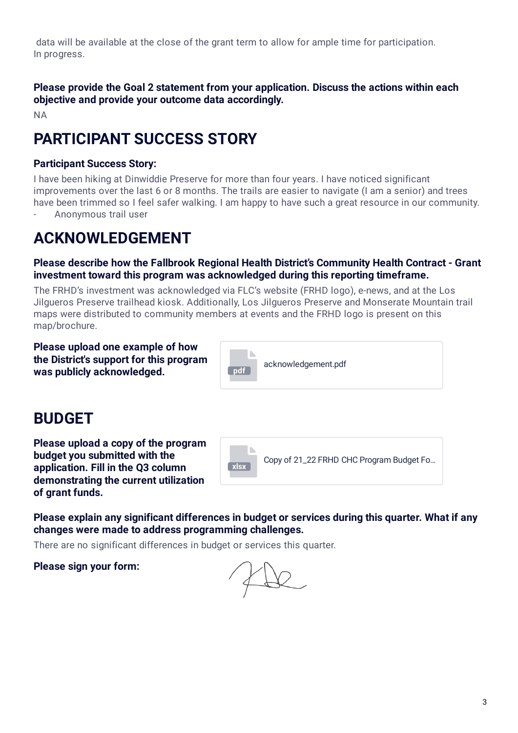data will be available at the close of the grant term to allow for ample time for participation.
In progress.

**Please provide the Goal 2 statement from your application. Discuss the actions within each objective and provide your outcome data accordingly.**

NA

# PARTICIPANT SUCCESS STORY

**Participant Success Story:**

I have been hiking at Dinwiddie Preserve for more than four years. I have noticed significant improvements over the last 6 or 8 months. The trails are easier to navigate (I am a senior) and trees have been trimmed so I feel safer walking. I am happy to have such a great resource in our community.

- Anonymous trail user

# ACKNOWLEDGEMENT

**Please describe how the Fallbrook Regional Health District's Community Health Contract - Grant investment toward this program was acknowledged during this reporting timeframe.**

The FRHD's investment was acknowledged via FLC's website (FRHD logo), e-news, and at the Los Jilgueros Preserve trailhead kiosk. Additionally, Los Jilgueros Preserve and Monserate Mountain trail maps were distributed to community members at events and the FRHD logo is present on this map/brochure.

**Please upload one example of how the District's support for this program was publicly acknowledged.**

pdf acknowledgement.pdf

# BUDGET

**Please upload a copy of the program budget you submitted with the application. Fill in the Q3 column demonstrating the current utilization of grant funds.**

xlsx Copy of 21_22 FRHD CHC Program Budget Fo...

**Please explain any significant differences in budget or services during this quarter. What if any changes were made to address programming challenges.**

There are no significant differences in budget or services this quarter.

**Please sign your form:**